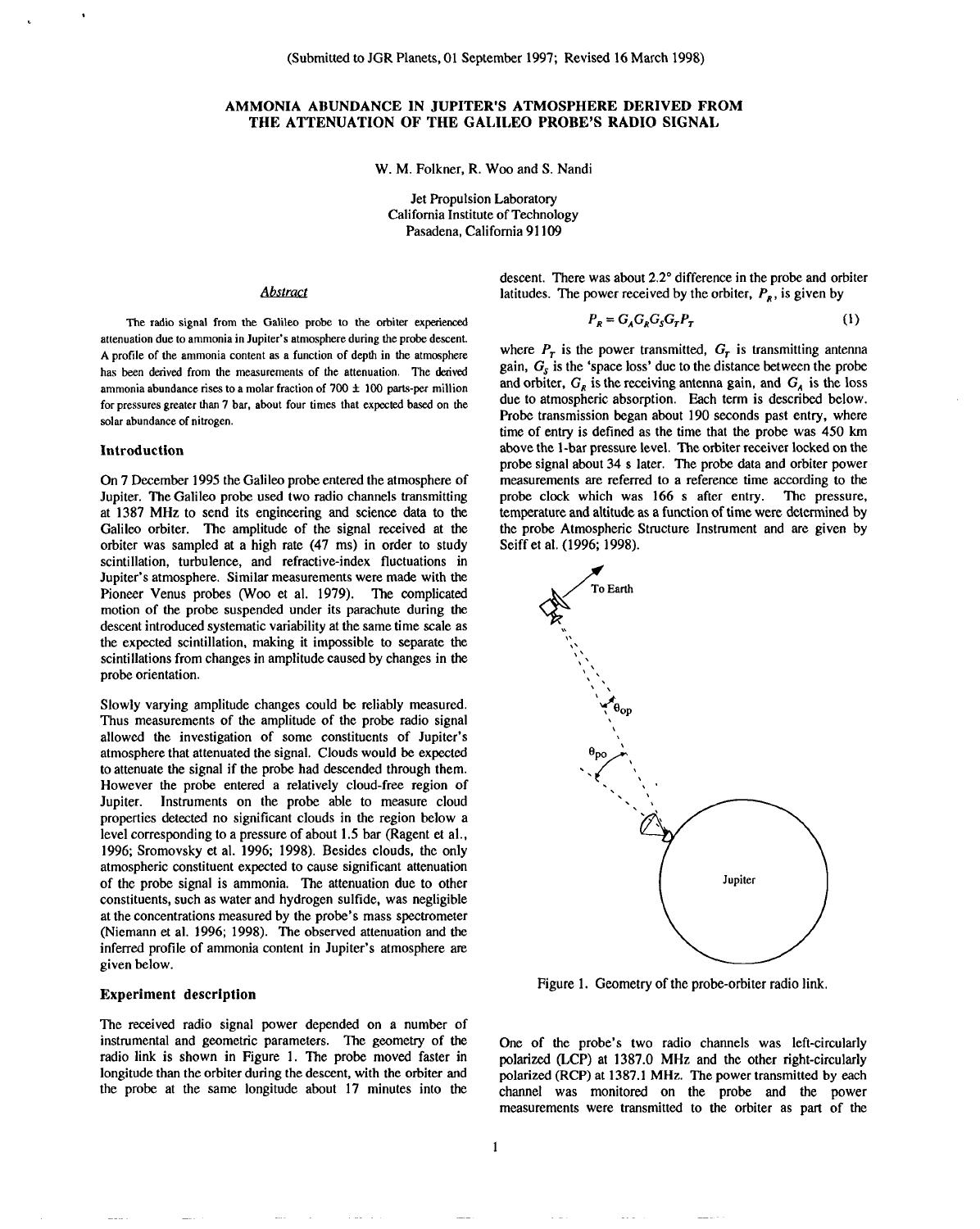(Submitted to JGR Planets, 01 September 1997; Revised 16 March 1998)

# AMMONIA ABUNDANCE IN JUPITER'S ATMOSPHERE DERIVED FROM THE ATTENUATION OF THE GALILEO PROBE'S RADIO SIGNAL

W. M. Folkner, R. Woo and S. Nandi

Jet Propulsion Laboratory
California Institute of Technology
Pasadena, California 91109

### *Abstract*

The radio signal from the Galileo probe to the orbiter experienced attenuation due to ammonia in Jupiter's atmosphere during the probe descent. A profile of the ammonia content as a function of depth in the atmosphere has been derived from the measurements of the attenuation. The derived ammonia abundance rises to a molar fraction of 700 ± 100 parts-per million for pressures greater than 7 bar, about four times that expected based on the solar abundance of nitrogen.

## Introduction

On 7 December 1995 the Galileo probe entered the atmosphere of Jupiter. The Galileo probe used two radio channels transmitting at 1387 MHz to send its engineering and science data to the Galileo orbiter. The amplitude of the signal received at the orbiter was sampled at a high rate (47 ms) in order to study scintillation, turbulence, and refractive-index fluctuations in Jupiter's atmosphere. Similar measurements were made with the Pioneer Venus probes (Woo et al. 1979). The complicated motion of the probe suspended under its parachute during the descent introduced systematic variability at the same time scale as the expected scintillation, making it impossible to separate the scintillations from changes in amplitude caused by changes in the probe orientation.

Slowly varying amplitude changes could be reliably measured. Thus measurements of the amplitude of the probe radio signal allowed the investigation of some constituents of Jupiter's atmosphere that attenuated the signal. Clouds would be expected to attenuate the signal if the probe had descended through them. However the probe entered a relatively cloud-free region of Jupiter. Instruments on the probe able to measure cloud properties detected no significant clouds in the region below a level corresponding to a pressure of about 1.5 bar (Ragent et al., 1996; Sromovsky et al. 1996; 1998). Besides clouds, the only atmospheric constituent expected to cause significant attenuation of the probe signal is ammonia. The attenuation due to other constituents, such as water and hydrogen sulfide, was negligible at the concentrations measured by the probe's mass spectrometer (Niemann et al. 1996; 1998). The observed attenuation and the inferred profile of ammonia content in Jupiter's atmosphere are given below.

## Experiment description

The received radio signal power depended on a number of instrumental and geometric parameters. The geometry of the radio link is shown in Figure 1. The probe moved faster in longitude than the orbiter during the descent, with the orbiter and the probe at the same longitude about 17 minutes into the descent. There was about 2.2° difference in the probe and orbiter latitudes. The power received by the orbiter, $P_R$, is given by

$$P_R = G_A G_R G_S G_T P_T \tag{1}$$

where $P_T$ is the power transmitted, $G_T$ is transmitting antenna gain, $G_S$ is the 'space loss' due to the distance between the probe and orbiter, $G_R$ is the receiving antenna gain, and $G_A$ is the loss due to atmospheric absorption. Each term is described below. Probe transmission began about 190 seconds past entry, where time of entry is defined as the time that the probe was 450 km above the 1-bar pressure level. The orbiter receiver locked on the probe signal about 34 s later. The probe data and orbiter power measurements are referred to a reference time according to the probe clock which was 166 s after entry. The pressure, temperature and altitude as a function of time were determined by the probe Atmospheric Structure Instrument and are given by Seiff et al. (1996; 1998).

Figure 1. Geometry of the probe-orbiter radio link.

One of the probe's two radio channels was left-circularly polarized (LCP) at 1387.0 MHz and the other right-circularly polarized (RCP) at 1387.1 MHz. The power transmitted by each channel was monitored on the probe and the power measurements were transmitted to the orbiter as part of the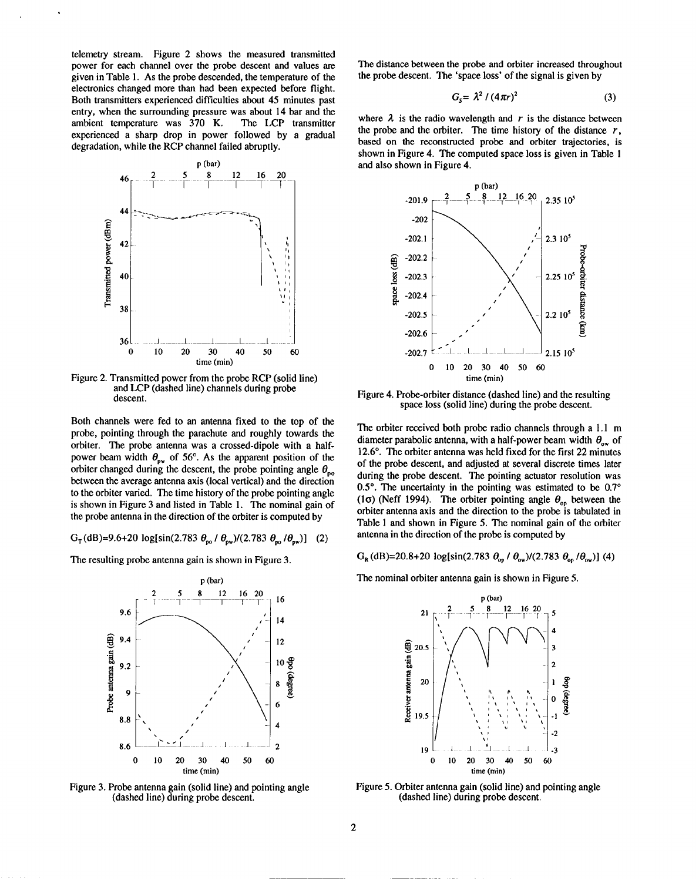telemetry stream. Figure 2 shows the measured transmitted power for each channel over the probe descent and values are given in Table 1. As the probe descended, the temperature of the electronics changed more than had been expected before flight. Both transmitters experienced difficulties about 45 minutes past entry, when the surrounding pressure was about 14 bar and the ambient temperature was 370 K. The LCP transmitter experienced a sharp drop in power followed by a gradual degradation, while the RCP channel failed abruptly.

Figure 2. Transmitted power from the probe RCP (solid line) and LCP (dashed line) channels during probe descent.

Both channels were fed to an antenna fixed to the top of the probe, pointing through the parachute and roughly towards the orbiter. The probe antenna was a crossed-dipole with a half-power beam width $\theta_{pw}$ of 56°. As the apparent position of the orbiter changed during the descent, the probe pointing angle $\theta_{po}$ between the average antenna axis (local vertical) and the direction to the orbiter varied. The time history of the probe pointing angle is shown in Figure 3 and listed in Table 1. The nominal gain of the probe antenna in the direction of the orbiter is computed by

$$G_T(\mathrm{dB})=9.6+20\log[\sin(2.783\,\theta_{po}/\theta_{pw})/(2.783\,\theta_{po}/\theta_{pw})] \quad (2)$$

The resulting probe antenna gain is shown in Figure 3.

Figure 3. Probe antenna gain (solid line) and pointing angle (dashed line) during probe descent.

The distance between the probe and orbiter increased throughout the probe descent. The 'space loss' of the signal is given by

$$G_S = \lambda^2/(4\pi r)^2 \quad (3)$$

where $\lambda$ is the radio wavelength and $r$ is the distance between the probe and the orbiter. The time history of the distance $r$, based on the reconstructed probe and orbiter trajectories, is shown in Figure 4. The computed space loss is given in Table 1 and also shown in Figure 4.

Figure 4. Probe-orbiter distance (dashed line) and the resulting space loss (solid line) during the probe descent.

The orbiter received both probe radio channels through a 1.1 m diameter parabolic antenna, with a half-power beam width $\theta_{ow}$ of 12.6°. The orbiter antenna was held fixed for the first 22 minutes of the probe descent, and adjusted at several discrete times later during the probe descent. The pointing actuator resolution was 0.5°. The uncertainty in the pointing was estimated to be 0.7° (1σ) (Neff 1994). The orbiter pointing angle $\theta_{op}$ between the orbiter antenna axis and the direction to the probe is tabulated in Table 1 and shown in Figure 5. The nominal gain of the orbiter antenna in the direction of the probe is computed by

$$G_R(\mathrm{dB})=20.8+20\log[\sin(2.783\,\theta_{op}/\theta_{ow})/(2.783\,\theta_{op}/\theta_{ow})] \quad (4)$$

The nominal orbiter antenna gain is shown in Figure 5.

Figure 5. Orbiter antenna gain (solid line) and pointing angle (dashed line) during probe descent.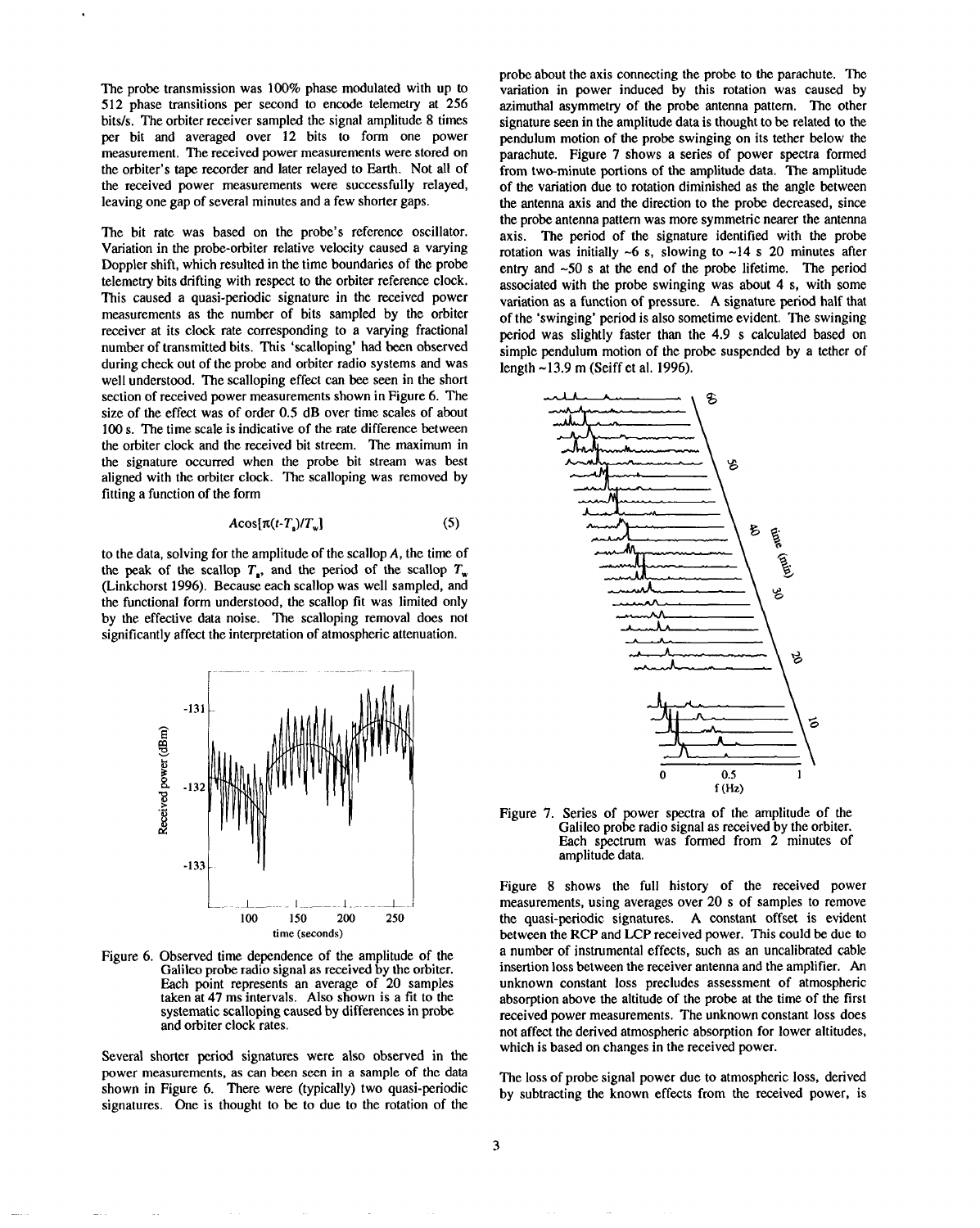The probe transmission was 100% phase modulated with up to 512 phase transitions per second to encode telemetry at 256 bits/s. The orbiter receiver sampled the signal amplitude 8 times per bit and averaged over 12 bits to form one power measurement. The received power measurements were stored on the orbiter's tape recorder and later relayed to Earth. Not all of the received power measurements were successfully relayed, leaving one gap of several minutes and a few shorter gaps.

The bit rate was based on the probe's reference oscillator. Variation in the probe-orbiter relative velocity caused a varying Doppler shift, which resulted in the time boundaries of the probe telemetry bits drifting with respect to the orbiter reference clock. This caused a quasi-periodic signature in the received power measurements as the number of bits sampled by the orbiter receiver at its clock rate corresponding to a varying fractional number of transmitted bits. This 'scalloping' had been observed during check out of the probe and orbiter radio systems and was well understood. The scalloping effect can bee seen in the short section of received power measurements shown in Figure 6. The size of the effect was of order 0.5 dB over time scales of about 100 s. The time scale is indicative of the rate difference between the orbiter clock and the received bit streem. The maximum in the signature occurred when the probe bit stream was best aligned with the orbiter clock. The scalloping was removed by fitting a function of the form

$$A\cos[\pi(t-T_s)/T_w] \tag{5}$$

to the data, solving for the amplitude of the scallop $A$, the time of the peak of the scallop $T_s$, and the period of the scallop $T_w$ (Linkchorst 1996). Because each scallop was well sampled, and the functional form understood, the scallop fit was limited only by the effective data noise. The scalloping removal does not significantly affect the interpretation of atmospheric attenuation.

Figure 6. Observed time dependence of the amplitude of the Galileo probe radio signal as received by the orbiter. Each point represents an average of 20 samples taken at 47 ms intervals. Also shown is a fit to the systematic scalloping caused by differences in probe and orbiter clock rates.

Several shorter period signatures were also observed in the power measurements, as can been seen in a sample of the data shown in Figure 6. There were (typically) two quasi-periodic signatures. One is thought to be to due to the rotation of the probe about the axis connecting the probe to the parachute. The variation in power induced by this rotation was caused by azimuthal asymmetry of the probe antenna pattern. The other signature seen in the amplitude data is thought to be related to the pendulum motion of the probe swinging on its tether below the parachute. Figure 7 shows a series of power spectra formed from two-minute portions of the amplitude data. The amplitude of the variation due to rotation diminished as the angle between the antenna axis and the direction to the probe decreased, since the probe antenna pattern was more symmetric nearer the antenna axis. The period of the signature identified with the probe rotation was initially ~6 s, slowing to ~14 s 20 minutes after entry and ~50 s at the end of the probe lifetime. The period associated with the probe swinging was about 4 s, with some variation as a function of pressure. A signature period half that of the 'swinging' period is also sometime evident. The swinging period was slightly faster than the 4.9 s calculated based on simple pendulum motion of the probe suspended by a tether of length ~13.9 m (Seiff et al. 1996).

Figure 7. Series of power spectra of the amplitude of the Galileo probe radio signal as received by the orbiter. Each spectrum was formed from 2 minutes of amplitude data.

Figure 8 shows the full history of the received power measurements, using averages over 20 s of samples to remove the quasi-periodic signatures. A constant offset is evident between the RCP and LCP received power. This could be due to a number of instrumental effects, such as an uncalibrated cable insertion loss between the receiver antenna and the amplifier. An unknown constant loss precludes assessment of atmospheric absorption above the altitude of the probe at the time of the first received power measurements. The unknown constant loss does not affect the derived atmospheric absorption for lower altitudes, which is based on changes in the received power.

The loss of probe signal power due to atmospheric loss, derived by subtracting the known effects from the received power, is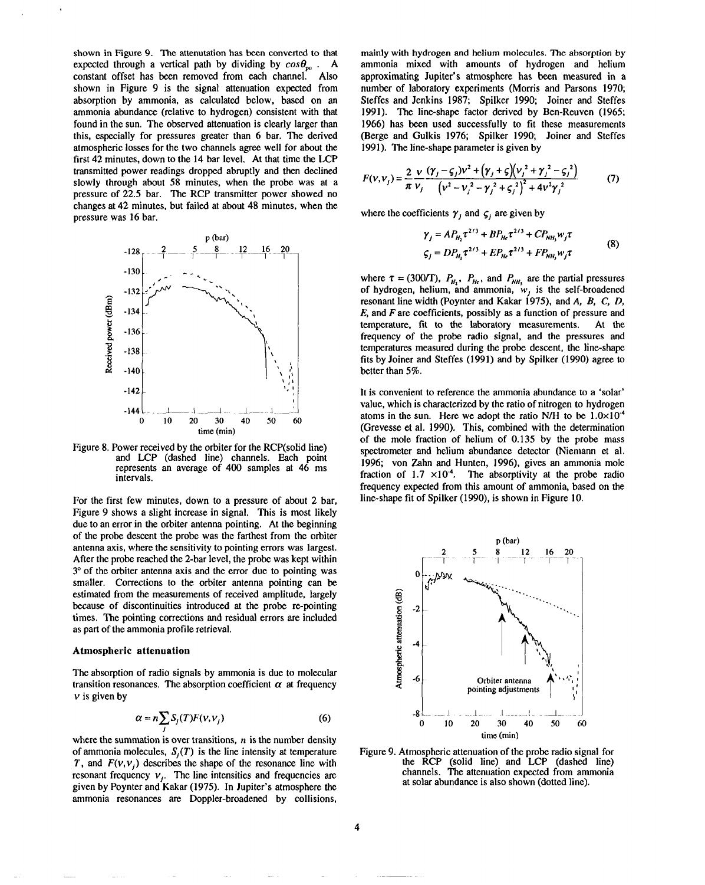shown in Figure 9. The attenuation has been converted to that expected through a vertical path by dividing by $\cos\theta_{po}$. A constant offset has been removed from each channel. Also shown in Figure 9 is the signal attenuation expected from absorption by ammonia, as calculated below, based on an ammonia abundance (relative to hydrogen) consistent with that found in the sun. The observed attenuation is clearly larger than this, especially for pressures greater than 6 bar. The derived atmospheric losses for the two channels agree well for about the first 42 minutes, down to the 14 bar level. At that time the LCP transmitted power readings dropped abruptly and then declined slowly through about 58 minutes, when the probe was at a pressure of 22.5 bar. The RCP transmitter power showed no changes at 42 minutes, but failed at about 48 minutes, when the pressure was 16 bar.

Figure 8. Power received by the orbiter for the RCP(solid line) and LCP (dashed line) channels. Each point represents an average of 400 samples at 46 ms intervals.

For the first few minutes, down to a pressure of about 2 bar, Figure 9 shows a slight increase in signal. This is most likely due to an error in the orbiter antenna pointing. At the beginning of the probe descent the probe was the farthest from the orbiter antenna axis, where the sensitivity to pointing errors was largest. After the probe reached the 2-bar level, the probe was kept within 3° of the orbiter antenna axis and the error due to pointing was smaller. Corrections to the orbiter antenna pointing can be estimated from the measurements of received amplitude, largely because of discontinuities introduced at the probe re-pointing times. The pointing corrections and residual errors are included as part of the ammonia profile retrieval.

### Atmospheric attenuation

The absorption of radio signals by ammonia is due to molecular transition resonances. The absorption coefficient $\alpha$ at frequency $\nu$ is given by

$$\alpha = n\sum_j S_j(T)F(\nu,\nu_j) \tag{6}$$

where the summation is over transitions, $n$ is the number density of ammonia molecules, $S_j(T)$ is the line intensity at temperature $T$, and $F(\nu,\nu_j)$ describes the shape of the resonance line with resonant frequency $\nu_j$. The line intensities and frequencies are given by Poynter and Kakar (1975). In Jupiter's atmosphere the ammonia resonances are Doppler-broadened by collisions, mainly with hydrogen and helium molecules. The absorption by ammonia mixed with amounts of hydrogen and helium approximating Jupiter's atmosphere has been measured in a number of laboratory experiments (Morris and Parsons 1970; Steffes and Jenkins 1987; Spilker 1990; Joiner and Steffes 1991). The line-shape factor derived by Ben-Reuven (1965; 1966) has been used successfully to fit these measurements (Berge and Gulkis 1976; Spilker 1990; Joiner and Steffes 1991). The line-shape parameter is given by

$$F(\nu,\nu_j) = \frac{2}{\pi}\frac{\nu}{\nu_j}\frac{(\gamma_j - \varsigma_j)\nu^2 + (\gamma_j + \varsigma)(\nu_j^2 + \gamma_j^2 - \varsigma_j^2)}{(\nu^2 - \nu_j^2 - \gamma_j^2 + \varsigma_j^2)^2 + 4\nu^2\gamma_j^2} \tag{7}$$

where the coefficients $\gamma_j$ and $\varsigma_j$ are given by

$$\gamma_j = AP_{H_2}\tau^{2/3} + BP_{He}\tau^{2/3} + CP_{NH_3}w_j\tau$$
$$\varsigma_j = DP_{H_2}\tau^{2/3} + EP_{He}\tau^{2/3} + FP_{NH_3}w_j\tau \tag{8}$$

where $\tau$ = (300/T), $P_{H_2}$, $P_{He}$, and $P_{NH_3}$ are the partial pressures of hydrogen, helium, and ammonia, $w_j$ is the self-broadened resonant line width (Poynter and Kakar 1975), and $A$, $B$, $C$, $D$, $E$, and $F$ are coefficients, possibly as a function of pressure and temperature, fit to the laboratory measurements. At the frequency of the probe radio signal, and the pressures and temperatures measured during the probe descent, the line-shape fits by Joiner and Steffes (1991) and by Spilker (1990) agree to better than 5%.

It is convenient to reference the ammonia abundance to a 'solar' value, which is characterized by the ratio of nitrogen to hydrogen atoms in the sun. Here we adopt the ratio N/H to be $1.0\times10^{-4}$ (Grevesse et al. 1990). This, combined with the determination of the mole fraction of helium of 0.135 by the probe mass spectrometer and helium abundance detector (Niemann et al. 1996; von Zahn and Hunten, 1996), gives an ammonia mole fraction of $1.7\times10^{-4}$. The absorptivity at the probe radio frequency expected from this amount of ammonia, based on the line-shape fit of Spilker (1990), is shown in Figure 10.

Figure 9. Atmospheric attenuation of the probe radio signal for the RCP (solid line) and LCP (dashed line) channels. The attenuation expected from ammonia at solar abundance is also shown (dotted line).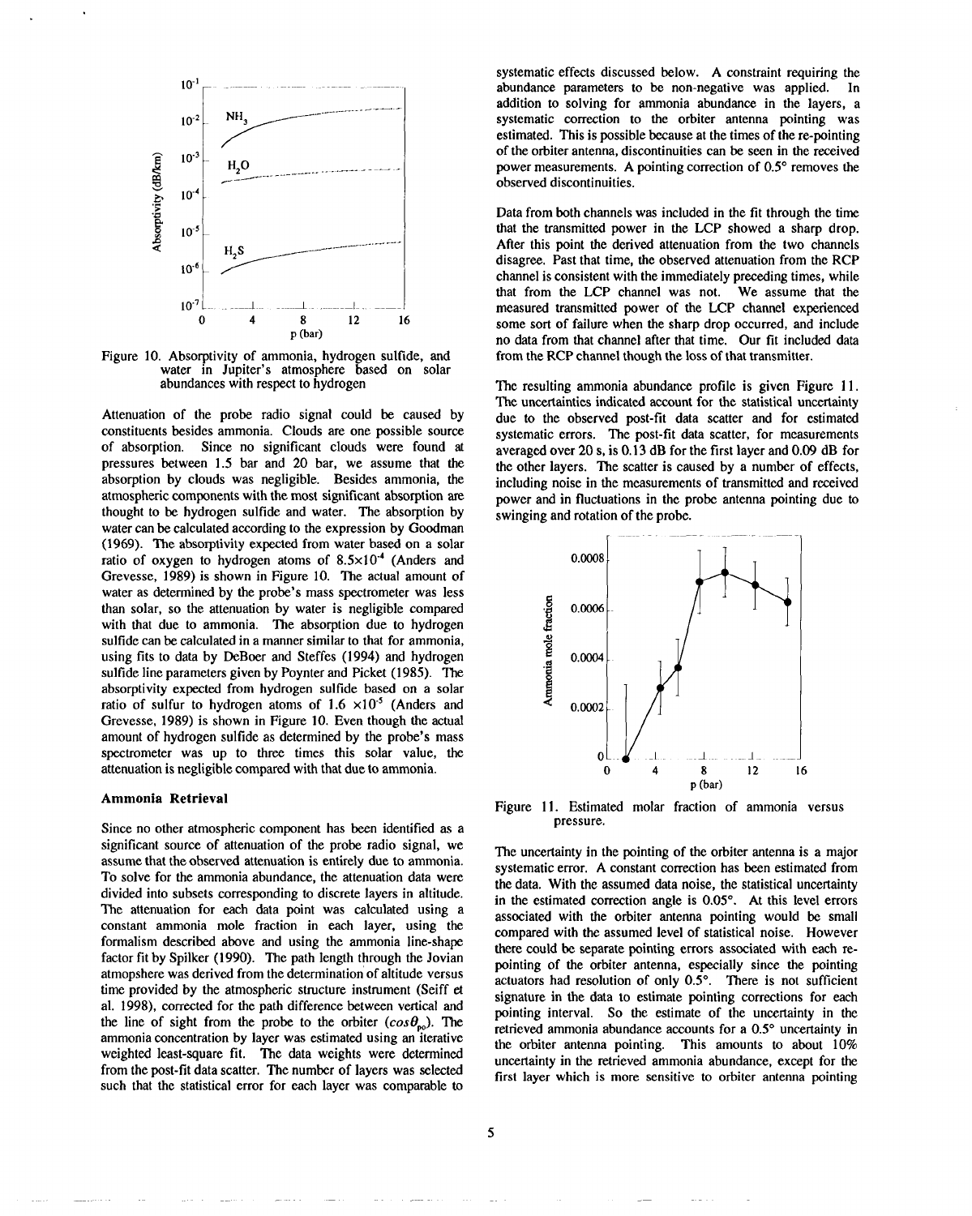Figure 10. Absorptivity of ammonia, hydrogen sulfide, and water in Jupiter's atmosphere based on solar abundances with respect to hydrogen

Attenuation of the probe radio signal could be caused by constituents besides ammonia. Clouds are one possible source of absorption. Since no significant clouds were found at pressures between 1.5 bar and 20 bar, we assume that the absorption by clouds was negligible. Besides ammonia, the atmospheric components with the most significant absorption are thought to be hydrogen sulfide and water. The absorption by water can be calculated according to the expression by Goodman (1969). The absorptivity expected from water based on a solar ratio of oxygen to hydrogen atoms of $8.5 \times 10^{-4}$ (Anders and Grevesse, 1989) is shown in Figure 10. The actual amount of water as determined by the probe's mass spectrometer was less than solar, so the attenuation by water is negligible compared with that due to ammonia. The absorption due to hydrogen sulfide can be calculated in a manner similar to that for ammonia, using fits to data by DeBoer and Steffes (1994) and hydrogen sulfide line parameters given by Poynter and Picket (1985). The absorptivity expected from hydrogen sulfide based on a solar ratio of sulfur to hydrogen atoms of $1.6 \times 10^{-5}$ (Anders and Grevesse, 1989) is shown in Figure 10. Even though the actual amount of hydrogen sulfide as determined by the probe's mass spectrometer was up to three times this solar value, the attenuation is negligible compared with that due to ammonia.

### Ammonia Retrieval

Since no other atmospheric component has been identified as a significant source of attenuation of the probe radio signal, we assume that the observed attenuation is entirely due to ammonia. To solve for the ammonia abundance, the attenuation data were divided into subsets corresponding to discrete layers in altitude. The attenuation for each data point was calculated using a constant ammonia mole fraction in each layer, using the formalism described above and using the ammonia line-shape factor fit by Spilker (1990). The path length through the Jovian atmosphere was derived from the determination of altitude versus time provided by the atmospheric structure instrument (Seiff et al. 1998), corrected for the path difference between vertical and the line of sight from the probe to the orbiter ($\cos\theta_{po}$). The ammonia concentration by layer was estimated using an iterative weighted least-square fit. The data weights were determined from the post-fit data scatter. The number of layers was selected such that the statistical error for each layer was comparable to systematic effects discussed below. A constraint requiring the abundance parameters to be non-negative was applied. In addition to solving for ammonia abundance in the layers, a systematic correction to the orbiter antenna pointing was estimated. This is possible because at the times of the re-pointing of the orbiter antenna, discontinuities can be seen in the received power measurements. A pointing correction of 0.5° removes the observed discontinuities.

Data from both channels was included in the fit through the time that the transmitted power in the LCP showed a sharp drop. After this point the derived attenuation from the two channels disagree. Past that time, the observed attenuation from the RCP channel is consistent with the immediately preceding times, while that from the LCP channel was not. We assume that the measured transmitted power of the LCP channel experienced some sort of failure when the sharp drop occurred, and include no data from that channel after that time. Our fit included data from the RCP channel though the loss of that transmitter.

The resulting ammonia abundance profile is given Figure 11. The uncertainties indicated account for the statistical uncertainty due to the observed post-fit data scatter and for estimated systematic errors. The post-fit data scatter, for measurements averaged over 20 s, is 0.13 dB for the first layer and 0.09 dB for the other layers. The scatter is caused by a number of effects, including noise in the measurements of transmitted and received power and in fluctuations in the probe antenna pointing due to swinging and rotation of the probe.

Figure 11. Estimated molar fraction of ammonia versus pressure.

The uncertainty in the pointing of the orbiter antenna is a major systematic error. A constant correction has been estimated from the data. With the assumed data noise, the statistical uncertainty in the estimated correction angle is 0.05°. At this level errors associated with the orbiter antenna pointing would be small compared with the assumed level of statistical noise. However there could be separate pointing errors associated with each re-pointing of the orbiter antenna, especially since the pointing actuators had resolution of only 0.5°. There is not sufficient signature in the data to estimate pointing corrections for each pointing interval. So the estimate of the uncertainty in the retrieved ammonia abundance accounts for a 0.5° uncertainty in the orbiter antenna pointing. This amounts to about 10% uncertainty in the retrieved ammonia abundance, except for the first layer which is more sensitive to orbiter antenna pointing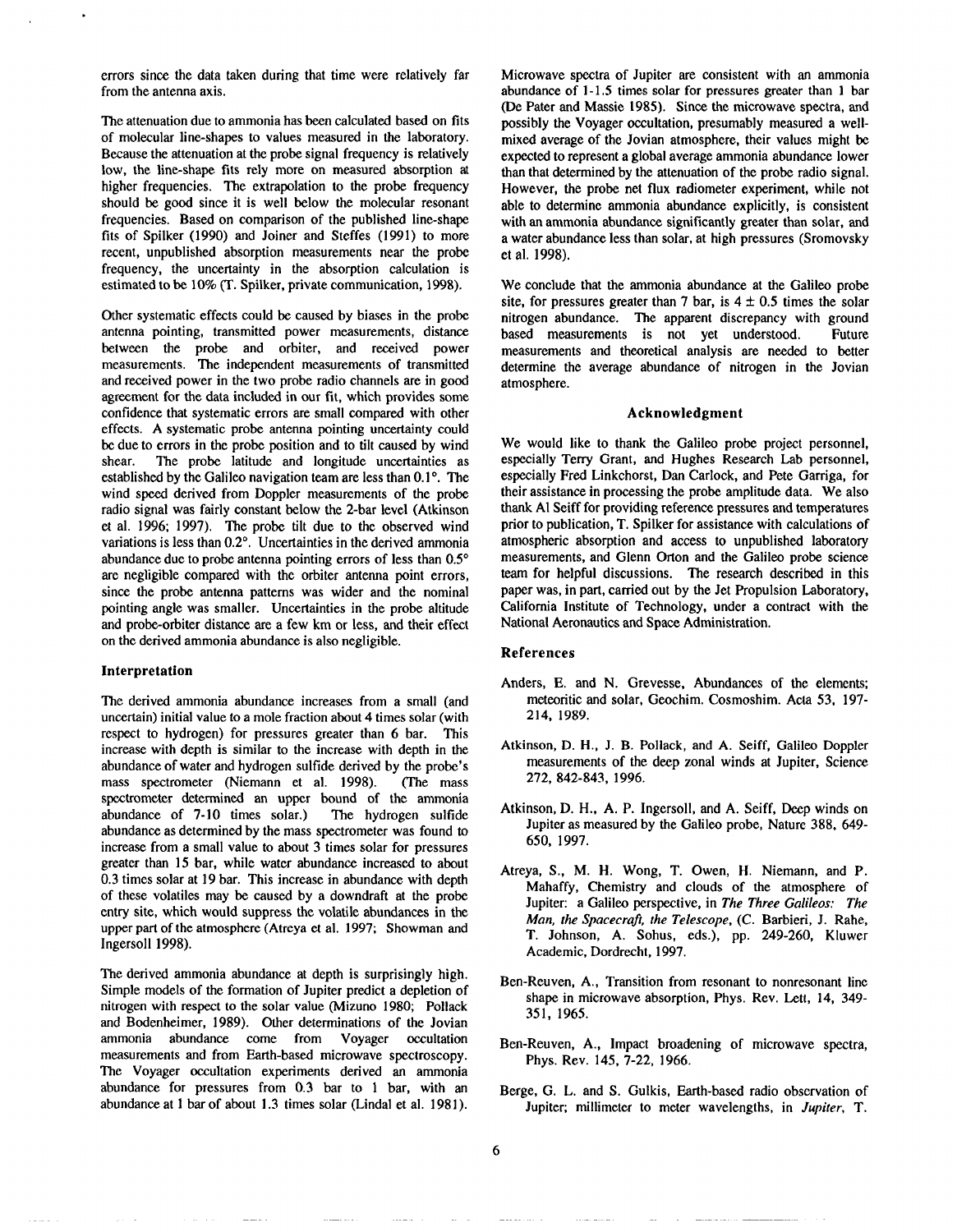errors since the data taken during that time were relatively far from the antenna axis.

The attenuation due to ammonia has been calculated based on fits of molecular line-shapes to values measured in the laboratory. Because the attenuation at the probe signal frequency is relatively low, the line-shape fits rely more on measured absorption at higher frequencies. The extrapolation to the probe frequency should be good since it is well below the molecular resonant frequencies. Based on comparison of the published line-shape fits of Spilker (1990) and Joiner and Steffes (1991) to more recent, unpublished absorption measurements near the probe frequency, the uncertainty in the absorption calculation is estimated to be 10% (T. Spilker, private communication, 1998).

Other systematic effects could be caused by biases in the probe antenna pointing, transmitted power measurements, distance between the probe and orbiter, and received power measurements. The independent measurements of transmitted and received power in the two probe radio channels are in good agreement for the data included in our fit, which provides some confidence that systematic errors are small compared with other effects. A systematic probe antenna pointing uncertainty could be due to errors in the probe position and to tilt caused by wind shear. The probe latitude and longitude uncertainties as established by the Galileo navigation team are less than 0.1°. The wind speed derived from Doppler measurements of the probe radio signal was fairly constant below the 2-bar level (Atkinson et al. 1996; 1997). The probe tilt due to the observed wind variations is less than 0.2°. Uncertainties in the derived ammonia abundance due to probe antenna pointing errors of less than 0.5° are negligible compared with the orbiter antenna point errors, since the probe antenna patterns was wider and the nominal pointing angle was smaller. Uncertainties in the probe altitude and probe-orbiter distance are a few km or less, and their effect on the derived ammonia abundance is also negligible.

### Interpretation

The derived ammonia abundance increases from a small (and uncertain) initial value to a mole fraction about 4 times solar (with respect to hydrogen) for pressures greater than 6 bar. This increase with depth is similar to the increase with depth in the abundance of water and hydrogen sulfide derived by the probe's mass spectrometer (Niemann et al. 1998). (The mass spectrometer determined an upper bound of the ammonia abundance of 7-10 times solar.) The hydrogen sulfide abundance as determined by the mass spectrometer was found to increase from a small value to about 3 times solar for pressures greater than 15 bar, while water abundance increased to about 0.3 times solar at 19 bar. This increase in abundance with depth of these volatiles may be caused by a downdraft at the probe entry site, which would suppress the volatile abundances in the upper part of the atmosphere (Atreya et al. 1997; Showman and Ingersoll 1998).

The derived ammonia abundance at depth is surprisingly high. Simple models of the formation of Jupiter predict a depletion of nitrogen with respect to the solar value (Mizuno 1980; Pollack and Bodenheimer, 1989). Other determinations of the Jovian ammonia abundance come from Voyager occultation measurements and from Earth-based microwave spectroscopy. The Voyager occultation experiments derived an ammonia abundance for pressures from 0.3 bar to 1 bar, with an abundance at 1 bar of about 1.3 times solar (Lindal et al. 1981).

Microwave spectra of Jupiter are consistent with an ammonia abundance of 1-1.5 times solar for pressures greater than 1 bar (De Pater and Massie 1985). Since the microwave spectra, and possibly the Voyager occultation, presumably measured a well-mixed average of the Jovian atmosphere, their values might be expected to represent a global average ammonia abundance lower than that determined by the attenuation of the probe radio signal. However, the probe net flux radiometer experiment, while not able to determine ammonia abundance explicitly, is consistent with an ammonia abundance significantly greater than solar, and a water abundance less than solar, at high pressures (Sromovsky et al. 1998).

We conclude that the ammonia abundance at the Galileo probe site, for pressures greater than 7 bar, is $4 \pm 0.5$ times the solar nitrogen abundance. The apparent discrepancy with ground based measurements is not yet understood. Future measurements and theoretical analysis are needed to better determine the average abundance of nitrogen in the Jovian atmosphere.

### Acknowledgment

We would like to thank the Galileo probe project personnel, especially Terry Grant, and Hughes Research Lab personnel, especially Fred Linkchorst, Dan Carlock, and Pete Garriga, for their assistance in processing the probe amplitude data. We also thank Al Seiff for providing reference pressures and temperatures prior to publication, T. Spilker for assistance with calculations of atmospheric absorption and access to unpublished laboratory measurements, and Glenn Orton and the Galileo probe science team for helpful discussions. The research described in this paper was, in part, carried out by the Jet Propulsion Laboratory, California Institute of Technology, under a contract with the National Aeronautics and Space Administration.

### References

Anders, E. and N. Grevesse, Abundances of the elements; meteoritic and solar, Geochim. Cosmoshim. Acta 53, 197-214, 1989.

Atkinson, D. H., J. B. Pollack, and A. Seiff, Galileo Doppler measurements of the deep zonal winds at Jupiter, Science 272, 842-843, 1996.

Atkinson, D. H., A. P. Ingersoll, and A. Seiff, Deep winds on Jupiter as measured by the Galileo probe, Nature 388, 649-650, 1997.

Atreya, S., M. H. Wong, T. Owen, H. Niemann, and P. Mahaffy, Chemistry and clouds of the atmosphere of Jupiter: a Galileo perspective, in *The Three Galileos: The Man, the Spacecraft, the Telescope*, (C. Barbieri, J. Rahe, T. Johnson, A. Sohus, eds.), pp. 249-260, Kluwer Academic, Dordrecht, 1997.

Ben-Reuven, A., Transition from resonant to nonresonant line shape in microwave absorption, Phys. Rev. Lett, 14, 349-351, 1965.

Ben-Reuven, A., Impact broadening of microwave spectra, Phys. Rev. 145, 7-22, 1966.

Berge, G. L. and S. Gulkis, Earth-based radio observation of Jupiter; millimeter to meter wavelengths, in *Jupiter*, T.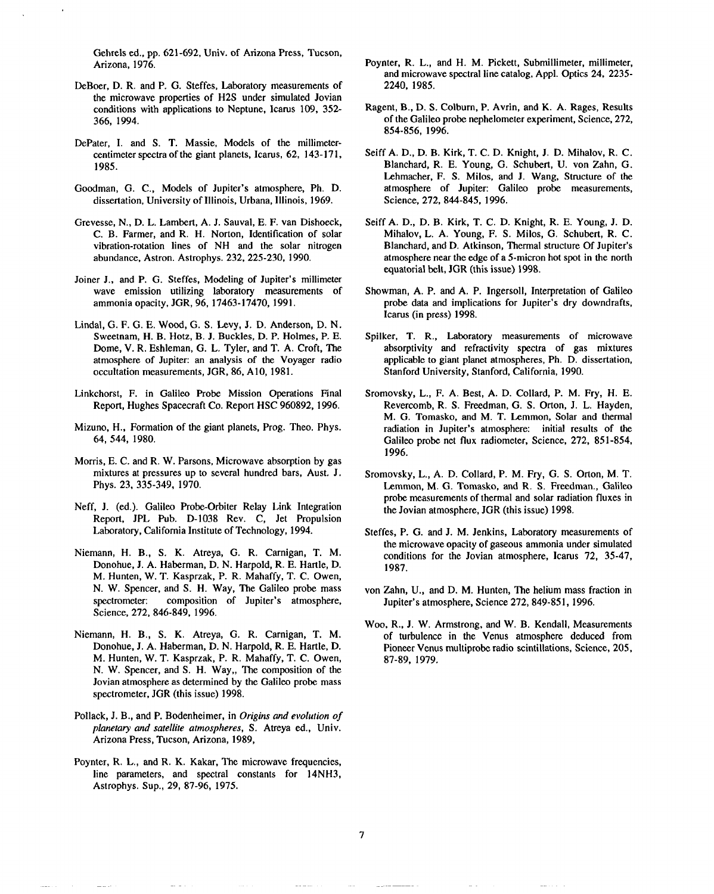Gehrels ed., pp. 621-692, Univ. of Arizona Press, Tucson, Arizona, 1976.

DeBoer, D. R. and P. G. Steffes, Laboratory measurements of the microwave properties of H2S under simulated Jovian conditions with applications to Neptune, Icarus 109, 352-366, 1994.

DePater, I. and S. T. Massie, Models of the millimeter-centimeter spectra of the giant planets, Icarus, 62, 143-171, 1985.

Goodman, G. C., Models of Jupiter's atmosphere, Ph. D. dissertation, University of Illinois, Urbana, Illinois, 1969.

Grevesse, N., D. L. Lambert, A. J. Sauval, E. F. van Dishoeck, C. B. Farmer, and R. H. Norton, Identification of solar vibration-rotation lines of NH and the solar nitrogen abundance, Astron. Astrophys. 232, 225-230, 1990.

Joiner J., and P. G. Steffes, Modeling of Jupiter's millimeter wave emission utilizing laboratory measurements of ammonia opacity, JGR, 96, 17463-17470, 1991.

Lindal, G. F. G. E. Wood, G. S. Levy, J. D. Anderson, D. N. Sweetnam, H. B. Hotz, B. J. Buckles, D. P. Holmes, P. E. Dome, V. R. Eshleman, G. L. Tyler, and T. A. Croft, The atmosphere of Jupiter: an analysis of the Voyager radio occultation measurements, JGR, 86, A10, 1981.

Linkchorst, F. in Galileo Probe Mission Operations Final Report, Hughes Spacecraft Co. Report HSC 960892, 1996.

Mizuno, H., Formation of the giant planets, Prog. Theo. Phys. 64, 544, 1980.

Morris, E. C. and R. W. Parsons, Microwave absorption by gas mixtures at pressures up to several hundred bars, Aust. J. Phys. 23, 335-349, 1970.

Neff, J. (ed.). Galileo Probe-Orbiter Relay Link Integration Report, JPL Pub. D-1038 Rev. C, Jet Propulsion Laboratory, California Institute of Technology, 1994.

Niemann, H. B., S. K. Atreya, G. R. Carnigan, T. M. Donohue, J. A. Haberman, D. N. Harpold, R. E. Hartle, D. M. Hunten, W. T. Kasprzak, P. R. Mahaffy, T. C. Owen, N. W. Spencer, and S. H. Way, The Galileo probe mass spectrometer: composition of Jupiter's atmosphere, Science, 272, 846-849, 1996.

Niemann, H. B., S. K. Atreya, G. R. Carnigan, T. M. Donohue, J. A. Haberman, D. N. Harpold, R. E. Hartle, D. M. Hunten, W. T. Kasprzak, P. R. Mahaffy, T. C. Owen, N. W. Spencer, and S. H. Way,, The composition of the Jovian atmosphere as determined by the Galileo probe mass spectrometer, JGR (this issue) 1998.

Pollack, J. B., and P. Bodenheimer, in *Origins and evolution of planetary and satellite atmospheres*, S. Atreya ed., Univ. Arizona Press, Tucson, Arizona, 1989,

Poynter, R. L., and R. K. Kakar, The microwave frequencies, line parameters, and spectral constants for 14NH3, Astrophys. Sup., 29, 87-96, 1975.

Poynter, R. L., and H. M. Pickett, Submillimeter, millimeter, and microwave spectral line catalog, Appl. Optics 24, 2235-2240, 1985.

Ragent, B., D. S. Colburn, P. Avrin, and K. A. Rages, Results of the Galileo probe nephelometer experiment, Science, 272, 854-856, 1996.

Seiff A. D., D. B. Kirk, T. C. D. Knight, J. D. Mihalov, R. C. Blanchard, R. E. Young, G. Schubert, U. von Zahn, G. Lehmacher, F. S. Milos, and J. Wang, Structure of the atmosphere of Jupiter: Galileo probe measurements, Science, 272, 844-845, 1996.

Seiff A. D., D. B. Kirk, T. C. D. Knight, R. E. Young, J. D. Mihalov, L. A. Young, F. S. Milos, G. Schubert, R. C. Blanchard, and D. Atkinson, Thermal structure Of Jupiter's atmosphere near the edge of a 5-micron hot spot in the north equatorial belt, JGR (this issue) 1998.

Showman, A. P. and A. P. Ingersoll, Interpretation of Galileo probe data and implications for Jupiter's dry downdrafts, Icarus (in press) 1998.

Spilker, T. R., Laboratory measurements of microwave absorptivity and refractivity spectra of gas mixtures applicable to giant planet atmospheres, Ph. D. dissertation, Stanford University, Stanford, California, 1990.

Sromovsky, L., F. A. Best, A. D. Collard, P. M. Fry, H. E. Revercomb, R. S. Freedman, G. S. Orton, J. L. Hayden, M. G. Tomasko, and M. T. Lemmon, Solar and thermal radiation in Jupiter's atmosphere: initial results of the Galileo probe net flux radiometer, Science, 272, 851-854, 1996.

Sromovsky, L., A. D. Collard, P. M. Fry, G. S. Orton, M. T. Lemmon, M. G. Tomasko, and R. S. Freedman., Galileo probe measurements of thermal and solar radiation fluxes in the Jovian atmosphere, JGR (this issue) 1998.

Steffes, P. G. and J. M. Jenkins, Laboratory measurements of the microwave opacity of gaseous ammonia under simulated conditions for the Jovian atmosphere, Icarus 72, 35-47, 1987.

von Zahn, U., and D. M. Hunten, The helium mass fraction in Jupiter's atmosphere, Science 272, 849-851, 1996.

Woo, R., J. W. Armstrong, and W. B. Kendall, Measurements of turbulence in the Venus atmosphere deduced from Pioneer Venus multiprobe radio scintillations, Science, 205, 87-89, 1979.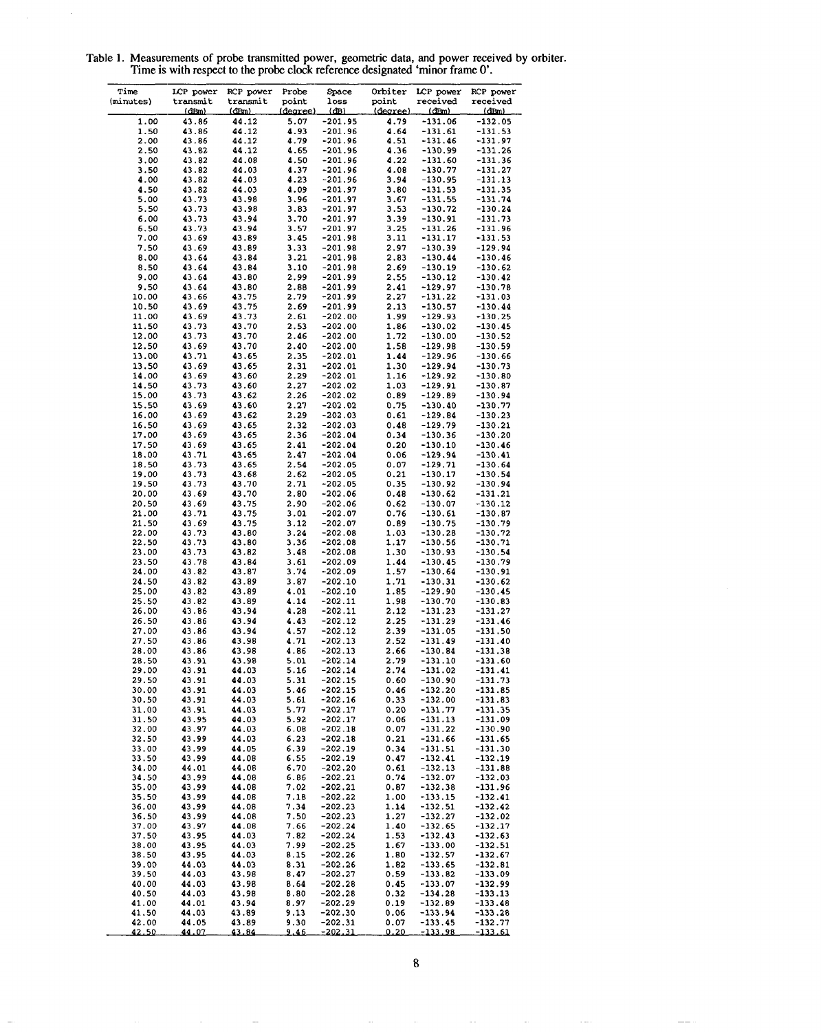Table 1. Measurements of probe transmitted power, geometric data, and power received by orbiter. Time is with respect to the probe clock reference designated 'minor frame 0'.

| Time (minutes) | LCP power transmit (dBm) | RCP power transmit (dBm) | Probe point (degree) | Space loss (dB) | Orbiter point (degree) | LCP power received (dBm) | RCP power received (dBm) |
|---|---|---|---|---|---|---|---|
| 1.00 | 43.86 | 44.12 | 5.07 | -201.95 | 4.79 | -131.06 | -132.05 |
| 1.50 | 43.86 | 44.12 | 4.93 | -201.96 | 4.64 | -131.61 | -131.53 |
| 2.00 | 43.86 | 44.12 | 4.79 | -201.96 | 4.51 | -131.46 | -131.97 |
| 2.50 | 43.82 | 44.12 | 4.65 | -201.96 | 4.36 | -130.99 | -131.26 |
| 3.00 | 43.82 | 44.08 | 4.50 | -201.96 | 4.22 | -131.60 | -131.36 |
| 3.50 | 43.82 | 44.03 | 4.37 | -201.96 | 4.08 | -130.77 | -131.27 |
| 4.00 | 43.82 | 44.03 | 4.23 | -201.96 | 3.94 | -130.95 | -131.13 |
| 4.50 | 43.82 | 44.03 | 4.09 | -201.97 | 3.80 | -131.53 | -131.35 |
| 5.00 | 43.73 | 43.98 | 3.96 | -201.97 | 3.67 | -131.55 | -131.74 |
| 5.50 | 43.73 | 43.98 | 3.83 | -201.97 | 3.53 | -130.72 | -130.24 |
| 6.00 | 43.73 | 43.94 | 3.70 | -201.97 | 3.39 | -130.91 | -131.73 |
| 6.50 | 43.73 | 43.94 | 3.57 | -201.97 | 3.25 | -131.26 | -131.96 |
| 7.00 | 43.69 | 43.89 | 3.45 | -201.98 | 3.11 | -131.17 | -131.53 |
| 7.50 | 43.69 | 43.89 | 3.33 | -201.98 | 2.97 | -130.39 | -129.94 |
| 8.00 | 43.64 | 43.84 | 3.21 | -201.98 | 2.83 | -130.44 | -130.46 |
| 8.50 | 43.64 | 43.84 | 3.10 | -201.98 | 2.69 | -130.19 | -130.62 |
| 9.00 | 43.64 | 43.80 | 2.99 | -201.99 | 2.55 | -130.12 | -130.42 |
| 9.50 | 43.64 | 43.80 | 2.88 | -201.99 | 2.41 | -129.97 | -130.78 |
| 10.00 | 43.66 | 43.75 | 2.79 | -201.99 | 2.27 | -131.22 | -131.03 |
| 10.50 | 43.69 | 43.75 | 2.69 | -201.99 | 2.13 | -130.57 | -130.44 |
| 11.00 | 43.69 | 43.73 | 2.61 | -202.00 | 1.99 | -129.93 | -130.25 |
| 11.50 | 43.73 | 43.70 | 2.53 | -202.00 | 1.86 | -130.02 | -130.45 |
| 12.00 | 43.73 | 43.70 | 2.46 | -202.00 | 1.72 | -130.00 | -130.52 |
| 12.50 | 43.69 | 43.70 | 2.40 | -202.00 | 1.58 | -129.98 | -130.59 |
| 13.00 | 43.71 | 43.65 | 2.35 | -202.01 | 1.44 | -129.96 | -130.66 |
| 13.50 | 43.69 | 43.65 | 2.31 | -202.01 | 1.30 | -129.94 | -130.73 |
| 14.00 | 43.69 | 43.60 | 2.29 | -202.01 | 1.16 | -129.92 | -130.80 |
| 14.50 | 43.73 | 43.60 | 2.27 | -202.02 | 1.03 | -129.91 | -130.87 |
| 15.00 | 43.73 | 43.62 | 2.26 | -202.02 | 0.89 | -129.89 | -130.94 |
| 15.50 | 43.69 | 43.60 | 2.27 | -202.02 | 0.75 | -130.40 | -130.77 |
| 16.00 | 43.69 | 43.62 | 2.29 | -202.03 | 0.61 | -129.84 | -130.23 |
| 16.50 | 43.69 | 43.65 | 2.32 | -202.03 | 0.48 | -129.79 | -130.21 |
| 17.00 | 43.69 | 43.65 | 2.36 | -202.04 | 0.34 | -130.36 | -130.20 |
| 17.50 | 43.69 | 43.65 | 2.41 | -202.04 | 0.20 | -130.10 | -130.46 |
| 18.00 | 43.71 | 43.65 | 2.47 | -202.04 | 0.06 | -129.94 | -130.41 |
| 18.50 | 43.73 | 43.65 | 2.54 | -202.05 | 0.07 | -129.71 | -130.64 |
| 19.00 | 43.73 | 43.68 | 2.62 | -202.05 | 0.21 | -130.17 | -130.54 |
| 19.50 | 43.73 | 43.70 | 2.71 | -202.05 | 0.35 | -130.92 | -130.94 |
| 20.00 | 43.69 | 43.70 | 2.80 | -202.06 | 0.48 | -130.62 | -131.21 |
| 20.50 | 43.69 | 43.75 | 2.90 | -202.06 | 0.62 | -130.07 | -130.12 |
| 21.00 | 43.71 | 43.75 | 3.01 | -202.07 | 0.76 | -130.61 | -130.87 |
| 21.50 | 43.69 | 43.75 | 3.12 | -202.07 | 0.89 | -130.75 | -130.79 |
| 22.00 | 43.73 | 43.80 | 3.24 | -202.08 | 1.03 | -130.28 | -130.72 |
| 22.50 | 43.73 | 43.80 | 3.36 | -202.08 | 1.17 | -130.56 | -130.71 |
| 23.00 | 43.73 | 43.82 | 3.48 | -202.08 | 1.30 | -130.93 | -130.54 |
| 23.50 | 43.78 | 43.84 | 3.61 | -202.09 | 1.44 | -130.45 | -130.79 |
| 24.00 | 43.82 | 43.87 | 3.74 | -202.09 | 1.57 | -130.64 | -130.91 |
| 24.50 | 43.82 | 43.89 | 3.87 | -202.10 | 1.71 | -130.31 | -130.62 |
| 25.00 | 43.82 | 43.89 | 4.01 | -202.10 | 1.85 | -129.90 | -130.45 |
| 25.50 | 43.82 | 43.89 | 4.14 | -202.11 | 1.98 | -130.70 | -130.83 |
| 26.00 | 43.86 | 43.94 | 4.28 | -202.11 | 2.12 | -131.23 | -131.27 |
| 26.50 | 43.86 | 43.94 | 4.43 | -202.12 | 2.25 | -131.29 | -131.46 |
| 27.00 | 43.86 | 43.94 | 4.57 | -202.12 | 2.39 | -131.05 | -131.50 |
| 27.50 | 43.86 | 43.98 | 4.71 | -202.13 | 2.52 | -131.49 | -131.40 |
| 28.00 | 43.86 | 43.98 | 4.86 | -202.13 | 2.66 | -130.84 | -131.38 |
| 28.50 | 43.91 | 43.98 | 5.01 | -202.14 | 2.79 | -131.10 | -131.60 |
| 29.00 | 43.91 | 44.03 | 5.16 | -202.14 | 2.74 | -131.02 | -131.41 |
| 29.50 | 43.91 | 44.03 | 5.31 | -202.15 | 0.60 | -130.90 | -131.73 |
| 30.00 | 43.91 | 44.03 | 5.46 | -202.15 | 0.46 | -132.20 | -131.85 |
| 30.50 | 43.91 | 44.03 | 5.61 | -202.16 | 0.33 | -132.00 | -131.83 |
| 31.00 | 43.91 | 44.03 | 5.77 | -202.17 | 0.20 | -131.77 | -131.35 |
| 31.50 | 43.95 | 44.03 | 5.92 | -202.17 | 0.06 | -131.13 | -131.09 |
| 32.00 | 43.97 | 44.03 | 6.08 | -202.18 | 0.07 | -131.22 | -130.90 |
| 32.50 | 43.99 | 44.03 | 6.23 | -202.18 | 0.21 | -131.66 | -131.65 |
| 33.00 | 43.99 | 44.05 | 6.39 | -202.19 | 0.34 | -131.51 | -131.30 |
| 33.50 | 43.99 | 44.08 | 6.55 | -202.19 | 0.47 | -132.41 | -132.19 |
| 34.00 | 44.01 | 44.08 | 6.70 | -202.20 | 0.61 | -132.13 | -131.88 |
| 34.50 | 43.99 | 44.08 | 6.86 | -202.21 | 0.74 | -132.07 | -132.03 |
| 35.00 | 43.99 | 44.08 | 7.02 | -202.21 | 0.87 | -132.38 | -131.96 |
| 35.50 | 43.99 | 44.08 | 7.18 | -202.22 | 1.00 | -133.15 | -132.41 |
| 36.00 | 43.99 | 44.08 | 7.34 | -202.23 | 1.14 | -132.51 | -132.42 |
| 36.50 | 43.99 | 44.08 | 7.50 | -202.23 | 1.27 | -132.27 | -132.02 |
| 37.00 | 43.97 | 44.08 | 7.66 | -202.24 | 1.40 | -132.65 | -132.17 |
| 37.50 | 43.95 | 44.03 | 7.82 | -202.24 | 1.53 | -132.43 | -132.63 |
| 38.00 | 43.95 | 44.03 | 7.99 | -202.25 | 1.67 | -133.00 | -132.51 |
| 38.50 | 43.95 | 44.03 | 8.15 | -202.26 | 1.80 | -132.57 | -132.67 |
| 39.00 | 44.03 | 44.03 | 8.31 | -202.26 | 1.82 | -133.65 | -132.81 |
| 39.50 | 44.03 | 43.98 | 8.47 | -202.27 | 0.59 | -133.82 | -133.09 |
| 40.00 | 44.03 | 43.98 | 8.64 | -202.28 | 0.45 | -133.07 | -132.99 |
| 40.50 | 44.03 | 43.98 | 8.80 | -202.28 | 0.32 | -134.28 | -133.13 |
| 41.00 | 44.01 | 43.94 | 8.97 | -202.29 | 0.19 | -132.89 | -133.48 |
| 41.50 | 44.03 | 43.89 | 9.13 | -202.30 | 0.06 | -133.94 | -133.28 |
| 42.00 | 44.05 | 43.89 | 9.30 | -202.31 | 0.07 | -133.45 | -132.77 |
| 42.50 | 44.07 | 43.84 | 9.46 | -202.31 | 0.20 | -133.98 | -133.61 |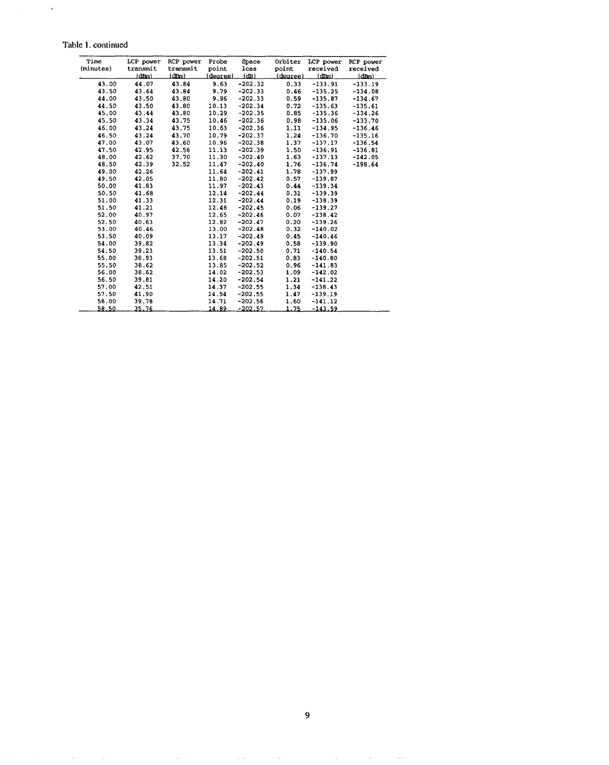Table 1. continued

| Time (minutes) | LCP power transmit (dBm) | RCP power transmit (dBm) | Probe point (degree) | Space loss (dB) | Orbiter point (degree) | LCP power received (dBm) | RCP power received (dBm) |
|---|---|---|---|---|---|---|---|
| 43.00 | 44.07 | 43.84 | 9.63 | -202.32 | 0.33 | -133.91 | -133.19 |
| 43.50 | 43.64 | 43.84 | 9.79 | -202.33 | 0.46 | -135.25 | -134.08 |
| 44.00 | 43.50 | 43.80 | 9.96 | -202.33 | 0.59 | -135.87 | -134.67 |
| 44.50 | 43.50 | 43.80 | 10.13 | -202.34 | 0.72 | -135.63 | -135.61 |
| 45.00 | 43.44 | 43.80 | 10.29 | -202.35 | 0.85 | -135.36 | -134.26 |
| 45.50 | 43.34 | 43.75 | 10.46 | -202.36 | 0.98 | -135.06 | -133.70 |
| 46.00 | 43.24 | 43.75 | 10.63 | -202.36 | 1.11 | -134.95 | -136.46 |
| 46.50 | 43.24 | 43.70 | 10.79 | -202.37 | 1.24 | -136.70 | -135.16 |
| 47.00 | 43.07 | 43.60 | 10.96 | -202.38 | 1.37 | -137.17 | -136.54 |
| 47.50 | 42.95 | 42.56 | 11.13 | -202.39 | 1.50 | -136.91 | -136.81 |
| 48.00 | 42.62 | 37.70 | 11.30 | -202.40 | 1.63 | -137.13 | -142.05 |
| 48.50 | 42.39 | 32.52 | 11.47 | -202.40 | 1.76 | -136.74 | -198.64 |
| 49.00 | 42.26 | | 11.64 | -202.41 | 1.78 | -137.99 | |
| 49.50 | 42.05 | | 11.80 | -202.42 | 0.57 | -139.87 | |
| 50.00 | 41.83 | | 11.97 | -202.43 | 0.44 | -139.34 | |
| 50.50 | 41.68 | | 12.14 | -202.44 | 0.31 | -139.39 | |
| 51.00 | 41.33 | | 12.31 | -202.44 | 0.19 | -138.39 | |
| 51.50 | 41.21 | | 12.48 | -202.45 | 0.06 | -139.27 | |
| 52.00 | 40.97 | | 12.65 | -202.46 | 0.07 | -138.42 | |
| 52.50 | 40.63 | | 12.82 | -202.47 | 0.20 | -139.26 | |
| 53.00 | 40.46 | | 13.00 | -202.48 | 0.32 | -140.02 | |
| 53.50 | 40.09 | | 13.17 | -202.49 | 0.45 | -140.46 | |
| 54.00 | 39.82 | | 13.34 | -202.49 | 0.58 | -139.90 | |
| 54.50 | 39.23 | | 13.51 | -202.50 | 0.71 | -140.54 | |
| 55.00 | 38.93 | | 13.68 | -202.51 | 0.83 | -140.80 | |
| 55.50 | 38.62 | | 13.85 | -202.52 | 0.96 | -141.83 | |
| 56.00 | 38.62 | | 14.02 | -202.53 | 1.09 | -142.02 | |
| 56.50 | 39.81 | | 14.20 | -202.54 | 1.21 | -141.22 | |
| 57.00 | 42.51 | | 14.37 | -202.55 | 1.34 | -138.43 | |
| 57.50 | 41.90 | | 14.54 | -202.55 | 1.47 | -139.19 | |
| 58.00 | 39.78 | | 14.71 | -202.56 | 1.60 | -141.12 | |
| 58.50 | 35.76 | | 14.89 | -202.57 | 1.75 | -143.59 | |